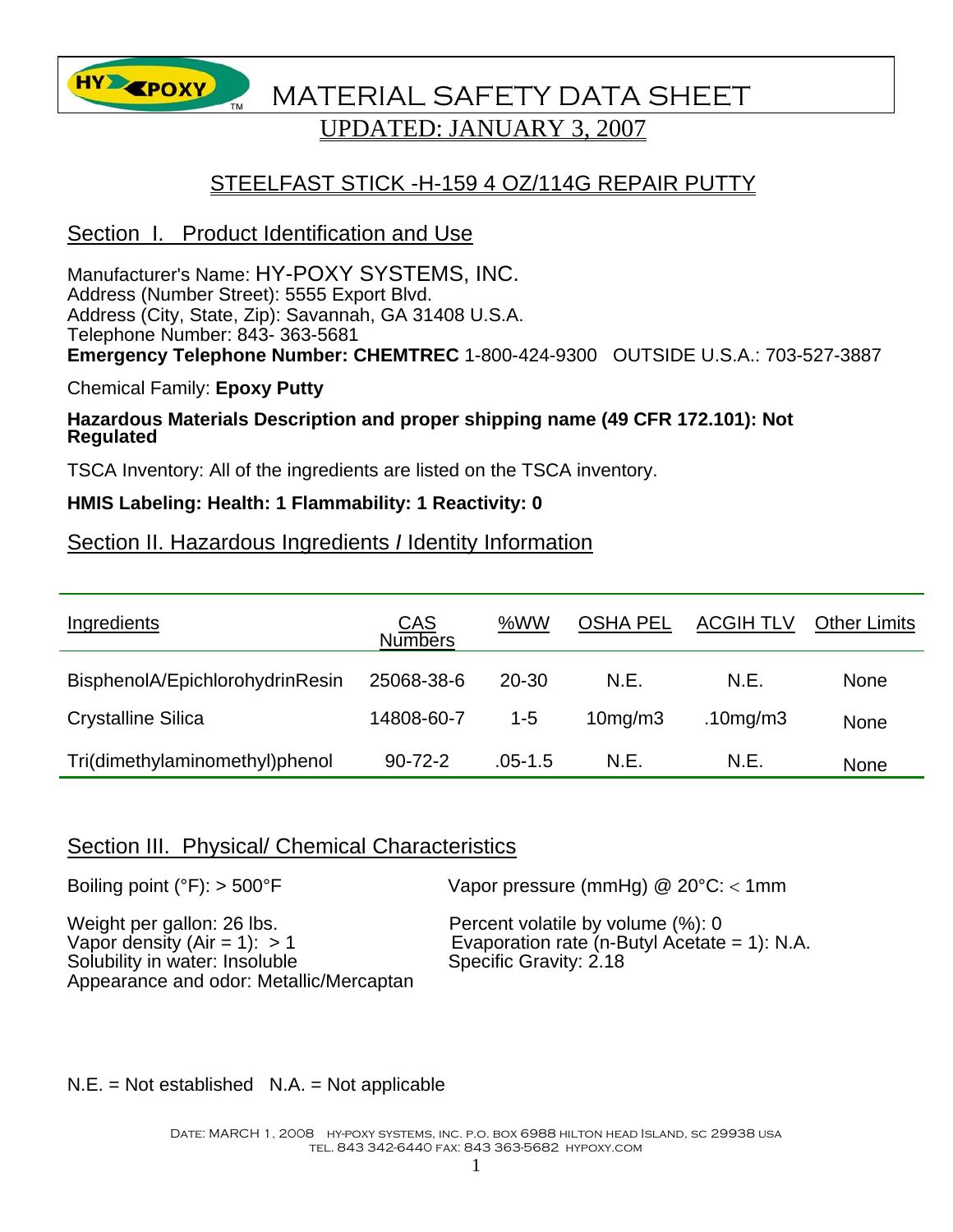# MATERIAL SAFETY DATA SHEET

UPDATED: JANUARY 3, 2007

## STEELFAST STICK -H-159 4 OZ/114G REPAIR PUTTY

## Section I. Product Identification and Use

Manufacturer's Name: HY-POXY SYSTEMS, INC.
Address (Number Street): 5555 Export Blvd.
Address (City, State, Zip): Savannah, GA 31408 U.S.A.
Telephone Number: 843- 363-5681
**Emergency Telephone Number: CHEMTREC** 1-800-424-9300 OUTSIDE U.S.A.: 703-527-3887

Chemical Family: **Epoxy Putty**

**Hazardous Materials Description and proper shipping name (49 CFR 172.101): Not Regulated**

TSCA Inventory: All of the ingredients are listed on the TSCA inventory.

**HMIS Labeling: Health: 1 Flammability: 1 Reactivity: 0**

## Section II. Hazardous Ingredients / Identity Information

| Ingredients | CAS Numbers | %WW | OSHA PEL | ACGIH TLV | Other Limits |
|---|---|---|---|---|---|
| BisphenolA/EpichlorohydrinResin | 25068-38-6 | 20-30 | N.E. | N.E. | None |
| Crystalline Silica | 14808-60-7 | 1-5 | 10mg/m3 | .10mg/m3 | None |
| Tri(dimethylaminomethyl)phenol | 90-72-2 | .05-1.5 | N.E. | N.E. | None |

## Section III. Physical/ Chemical Characteristics

Boiling point (°F): > 500°F

Weight per gallon: 26 lbs.
Vapor density (Air = 1): > 1
Solubility in water: Insoluble
Appearance and odor: Metallic/Mercaptan

Vapor pressure (mmHg) @ 20°C: < 1mm

Percent volatile by volume (%): 0
Evaporation rate (n-Butyl Acetate = 1): N.A.
Specific Gravity: 2.18

N.E. = Not established N.A. = Not applicable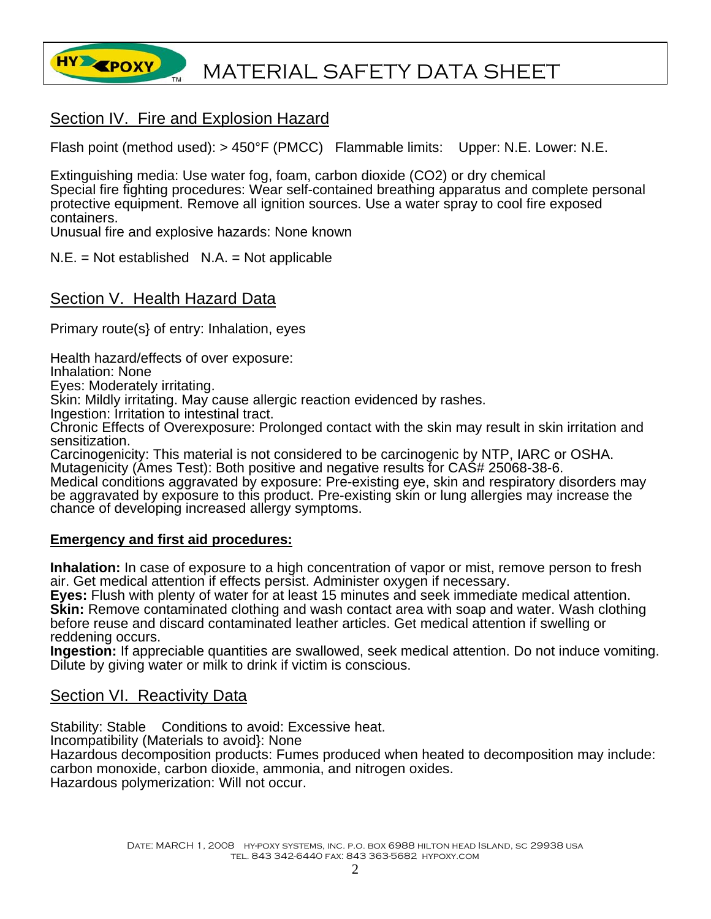## Section IV. Fire and Explosion Hazard

Flash point (method used): > 450°F (PMCC) Flammable limits: Upper: N.E. Lower: N.E.

Extinguishing media: Use water fog, foam, carbon dioxide ($CO_2$) or dry chemical
Special fire fighting procedures: Wear self-contained breathing apparatus and complete personal protective equipment. Remove all ignition sources. Use a water spray to cool fire exposed containers.
Unusual fire and explosive hazards: None known

N.E. = Not established N.A. = Not applicable

## Section V. Health Hazard Data

Primary route(s} of entry: Inhalation, eyes

Health hazard/effects of over exposure:
Inhalation: None
Eyes: Moderately irritating.
Skin: Mildly irritating. May cause allergic reaction evidenced by rashes.
Ingestion: Irritation to intestinal tract.
Chronic Effects of Overexposure: Prolonged contact with the skin may result in skin irritation and sensitization.
Carcinogenicity: This material is not considered to be carcinogenic by NTP, IARC or OSHA.
Mutagenicity (Ames Test): Both positive and negative results for CAS# 25068-38-6.
Medical conditions aggravated by exposure: Pre-existing eye, skin and respiratory disorders may be aggravated by exposure to this product. Pre-existing skin or lung allergies may increase the chance of developing increased allergy symptoms.

**Emergency and first aid procedures:**

**Inhalation:** In case of exposure to a high concentration of vapor or mist, remove person to fresh air. Get medical attention if effects persist. Administer oxygen if necessary.
**Eyes:** Flush with plenty of water for at least 15 minutes and seek immediate medical attention.
**Skin:** Remove contaminated clothing and wash contact area with soap and water. Wash clothing before reuse and discard contaminated leather articles. Get medical attention if swelling or reddening occurs.
**Ingestion:** If appreciable quantities are swallowed, seek medical attention. Do not induce vomiting. Dilute by giving water or milk to drink if victim is conscious.

## Section VI. Reactivity Data

Stability: Stable Conditions to avoid: Excessive heat.
Incompatibility (Materials to avoid}: None
Hazardous decomposition products: Fumes produced when heated to decomposition may include: carbon monoxide, carbon dioxide, ammonia, and nitrogen oxides.
Hazardous polymerization: Will not occur.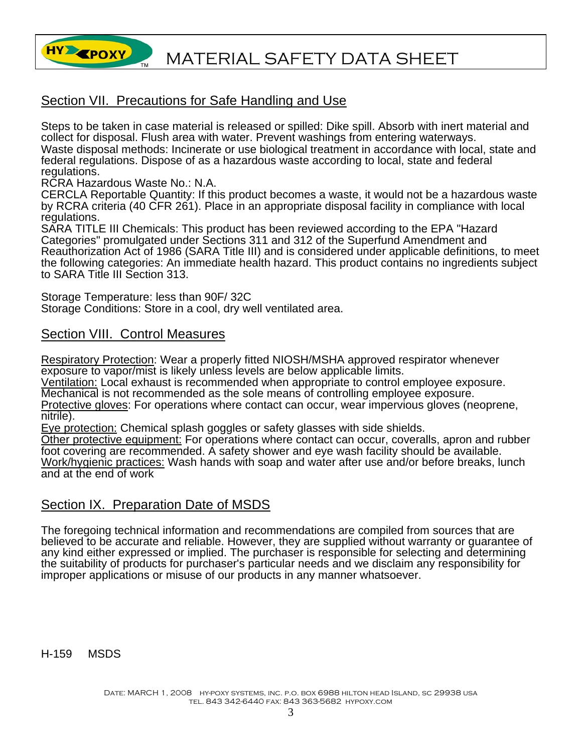## Section VII. Precautions for Safe Handling and Use

Steps to be taken in case material is released or spilled: Dike spill. Absorb with inert material and collect for disposal. Flush area with water. Prevent washings from entering waterways.
Waste disposal methods: Incinerate or use biological treatment in accordance with local, state and federal regulations. Dispose of as a hazardous waste according to local, state and federal regulations.
RCRA Hazardous Waste No.: N.A.
CERCLA Reportable Quantity: If this product becomes a waste, it would not be a hazardous waste by RCRA criteria (40 CFR 261). Place in an appropriate disposal facility in compliance with local regulations.
SARA TITLE III Chemicals: This product has been reviewed according to the EPA "Hazard Categories" promulgated under Sections 311 and 312 of the Superfund Amendment and Reauthorization Act of 1986 (SARA Title III) and is considered under applicable definitions, to meet the following categories: An immediate health hazard. This product contains no ingredients subject to SARA Title III Section 313.

Storage Temperature: less than 90F/ 32C
Storage Conditions: Store in a cool, dry well ventilated area.

## Section VIII. Control Measures

Respiratory Protection: Wear a properly fitted NIOSH/MSHA approved respirator whenever exposure to vapor/mist is likely unless levels are below applicable limits.
Ventilation: Local exhaust is recommended when appropriate to control employee exposure. Mechanical is not recommended as the sole means of controlling employee exposure.
Protective gloves: For operations where contact can occur, wear impervious gloves (neoprene, nitrile).
Eye protection: Chemical splash goggles or safety glasses with side shields.
Other protective equipment: For operations where contact can occur, coveralls, apron and rubber foot covering are recommended. A safety shower and eye wash facility should be available.
Work/hygienic practices: Wash hands with soap and water after use and/or before breaks, lunch and at the end of work

## Section IX. Preparation Date of MSDS

The foregoing technical information and recommendations are compiled from sources that are believed to be accurate and reliable. However, they are supplied without warranty or guarantee of any kind either expressed or implied. The purchaser is responsible for selecting and determining the suitability of products for purchaser's particular needs and we disclaim any responsibility for improper applications or misuse of our products in any manner whatsoever.

H-159 MSDS

Date: March 1, 2008 HY-POXY SYSTEMS, INC. P.O. BOX 6988 HILTON HEAD ISLAND, SC 29938 USA
TEL. 843 342-6440 FAX: 843 363-5682 HYPOXY.COM